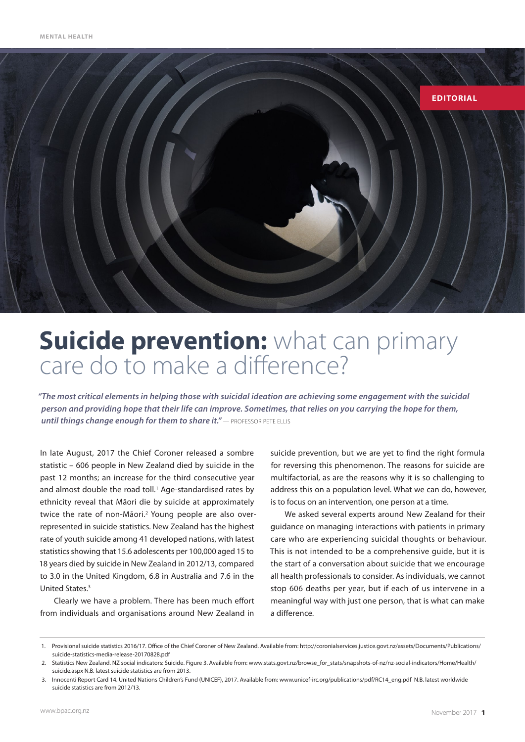MENTAL HEALTH

EDITORIAL

# **Suicide prevention:** what can primary care do to make a difference?

***"The most critical elements in helping those with suicidal ideation are achieving some engagement with the suicidal person and providing hope that their life can improve. Sometimes, that relies on you carrying the hope for them, until things change enough for them to share it."*** — PROFESSOR PETE ELLIS

In late August, 2017 the Chief Coroner released a sombre statistic – 606 people in New Zealand died by suicide in the past 12 months; an increase for the third consecutive year and almost double the road toll.[1] Age-standardised rates by ethnicity reveal that Māori die by suicide at approximately twice the rate of non-Māori.[2] Young people are also over-represented in suicide statistics. New Zealand has the highest rate of youth suicide among 41 developed nations, with latest statistics showing that 15.6 adolescents per 100,000 aged 15 to 18 years died by suicide in New Zealand in 2012/13, compared to 3.0 in the United Kingdom, 6.8 in Australia and 7.6 in the United States.[3]

Clearly we have a problem. There has been much effort from individuals and organisations around New Zealand in suicide prevention, but we are yet to find the right formula for reversing this phenomenon. The reasons for suicide are multifactorial, as are the reasons why it is so challenging to address this on a population level. What we can do, however, is to focus on an intervention, one person at a time.

We asked several experts around New Zealand for their guidance on managing interactions with patients in primary care who are experiencing suicidal thoughts or behaviour. This is not intended to be a comprehensive guide, but it is the start of a conversation about suicide that we encourage all health professionals to consider. As individuals, we cannot stop 606 deaths per year, but if each of us intervene in a meaningful way with just one person, that is what can make a difference.

---

1. Provisional suicide statistics 2016/17. Office of the Chief Coroner of New Zealand. Available from: http://coronialservices.justice.govt.nz/assets/Documents/Publications/suicide-statistics-media-release-20170828.pdf
2. Statistics New Zealand. NZ social indicators: Suicide. Figure 3. Available from: www.stats.govt.nz/browse_for_stats/snapshots-of-nz/nz-social-indicators/Home/Health/suicide.aspx N.B. latest suicide statistics are from 2013.
3. Innocenti Report Card 14. United Nations Children's Fund (UNICEF), 2017. Available from: www.unicef-irc.org/publications/pdf/RC14_eng.pdf N.B. latest worldwide suicide statistics are from 2012/13.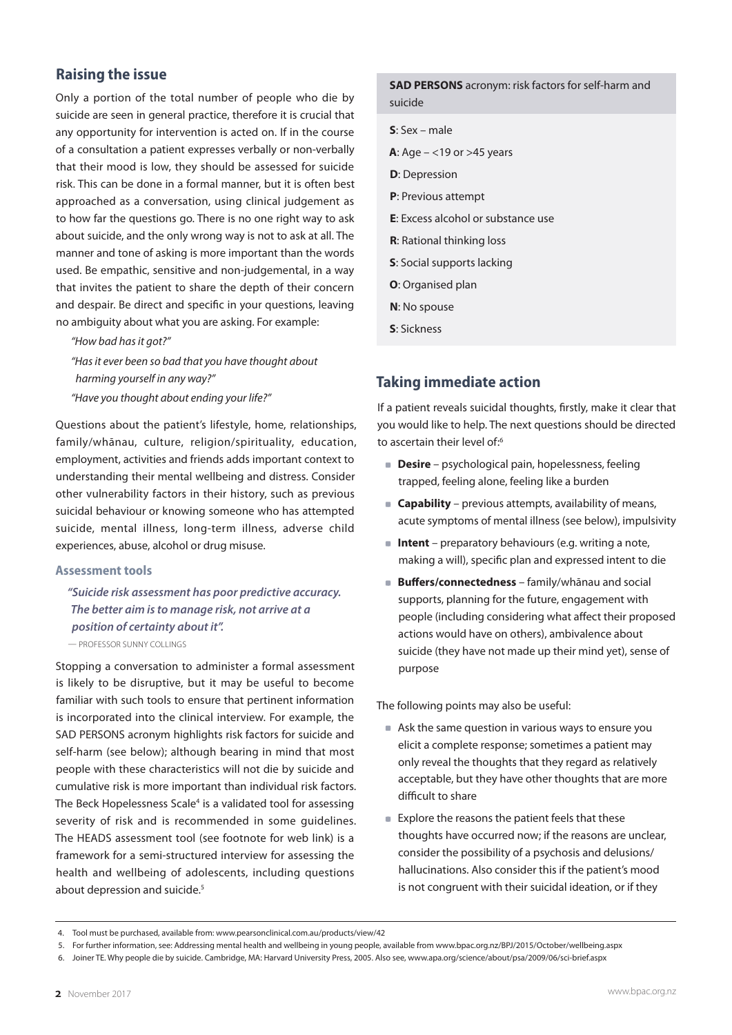## Raising the issue

Only a portion of the total number of people who die by suicide are seen in general practice, therefore it is crucial that any opportunity for intervention is acted on. If in the course of a consultation a patient expresses verbally or non-verbally that their mood is low, they should be assessed for suicide risk. This can be done in a formal manner, but it is often best approached as a conversation, using clinical judgement as to how far the questions go. There is no one right way to ask about suicide, and the only wrong way is not to ask at all. The manner and tone of asking is more important than the words used. Be empathic, sensitive and non-judgemental, in a way that invites the patient to share the depth of their concern and despair. Be direct and specific in your questions, leaving no ambiguity about what you are asking. For example:

*"How bad has it got?"*

*"Has it ever been so bad that you have thought about harming yourself in any way?"*

*"Have you thought about ending your life?"*

Questions about the patient's lifestyle, home, relationships, family/whānau, culture, religion/spirituality, education, employment, activities and friends adds important context to understanding their mental wellbeing and distress. Consider other vulnerability factors in their history, such as previous suicidal behaviour or knowing someone who has attempted suicide, mental illness, long-term illness, adverse child experiences, abuse, alcohol or drug misuse.

### Assessment tools

***"Suicide risk assessment has poor predictive accuracy. The better aim is to manage risk, not arrive at a position of certainty about it".***

— PROFESSOR SUNNY COLLINGS

Stopping a conversation to administer a formal assessment is likely to be disruptive, but it may be useful to become familiar with such tools to ensure that pertinent information is incorporated into the clinical interview. For example, the SAD PERSONS acronym highlights risk factors for suicide and self-harm (see below); although bearing in mind that most people with these characteristics will not die by suicide and cumulative risk is more important than individual risk factors. The Beck Hopelessness Scale[4] is a validated tool for assessing severity of risk and is recommended in some guidelines. The HEADS assessment tool (see footnote for web link) is a framework for a semi-structured interview for assessing the health and wellbeing of adolescents, including questions about depression and suicide.[5]

**SAD PERSONS** acronym: risk factors for self-harm and suicide

- **S**: Sex – male
- **A**: Age – <19 or >45 years
- **D**: Depression
- **P**: Previous attempt
- **E**: Excess alcohol or substance use
- **R**: Rational thinking loss
- **S**: Social supports lacking
- **O**: Organised plan
- **N**: No spouse
- **S**: Sickness

## Taking immediate action

If a patient reveals suicidal thoughts, firstly, make it clear that you would like to help. The next questions should be directed to ascertain their level of:[6]

- **Desire** – psychological pain, hopelessness, feeling trapped, feeling alone, feeling like a burden
- **Capability** – previous attempts, availability of means, acute symptoms of mental illness (see below), impulsivity
- **Intent** – preparatory behaviours (e.g. writing a note, making a will), specific plan and expressed intent to die
- **Buffers/connectedness** – family/whānau and social supports, planning for the future, engagement with people (including considering what affect their proposed actions would have on others), ambivalence about suicide (they have not made up their mind yet), sense of purpose

The following points may also be useful:

- Ask the same question in various ways to ensure you elicit a complete response; sometimes a patient may only reveal the thoughts that they regard as relatively acceptable, but they have other thoughts that are more difficult to share
- Explore the reasons the patient feels that these thoughts have occurred now; if the reasons are unclear, consider the possibility of a psychosis and delusions/hallucinations. Also consider this if the patient's mood is not congruent with their suicidal ideation, or if they

---

4. Tool must be purchased, available from: www.pearsonclinical.com.au/products/view/42
5. For further information, see: Addressing mental health and wellbeing in young people, available from www.bpac.org.nz/BPJ/2015/October/wellbeing.aspx
6. Joiner TE. Why people die by suicide. Cambridge, MA: Harvard University Press, 2005. Also see, www.apa.org/science/about/psa/2009/06/sci-brief.aspx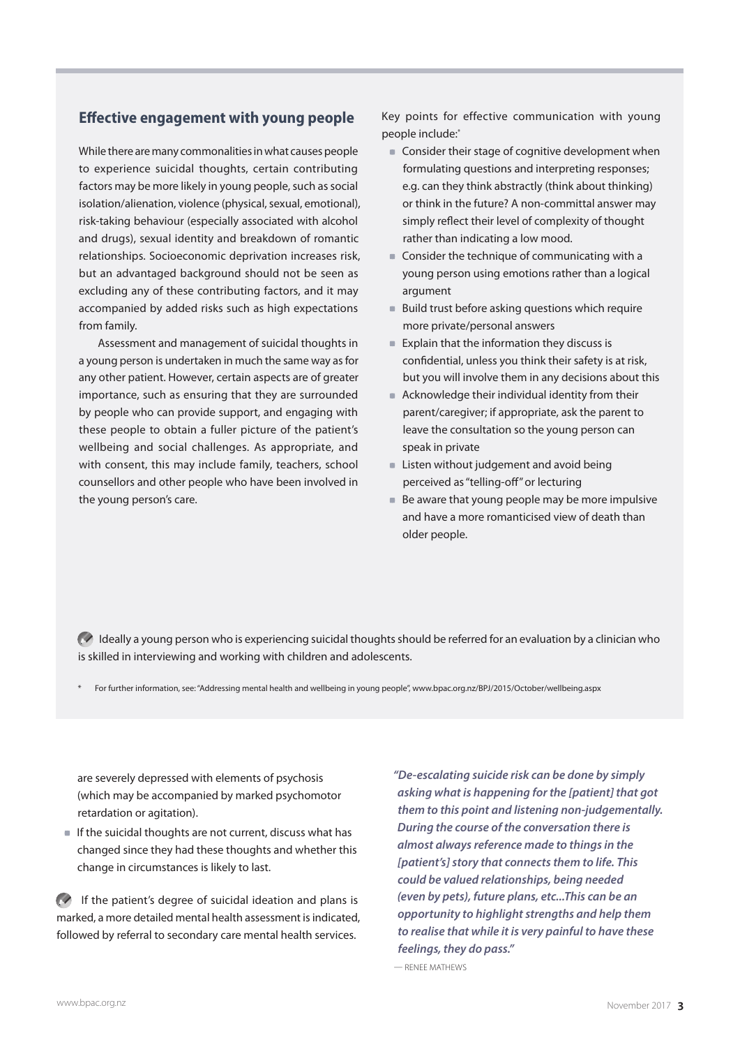## Effective engagement with young people

While there are many commonalities in what causes people to experience suicidal thoughts, certain contributing factors may be more likely in young people, such as social isolation/alienation, violence (physical, sexual, emotional), risk-taking behaviour (especially associated with alcohol and drugs), sexual identity and breakdown of romantic relationships. Socioeconomic deprivation increases risk, but an advantaged background should not be seen as excluding any of these contributing factors, and it may accompanied by added risks such as high expectations from family.

Assessment and management of suicidal thoughts in a young person is undertaken in much the same way as for any other patient. However, certain aspects are of greater importance, such as ensuring that they are surrounded by people who can provide support, and engaging with these people to obtain a fuller picture of the patient's wellbeing and social challenges. As appropriate, and with consent, this may include family, teachers, school counsellors and other people who have been involved in the young person's care.

Key points for effective communication with young people include:*

- Consider their stage of cognitive development when formulating questions and interpreting responses; e.g. can they think abstractly (think about thinking) or think in the future? A non-committal answer may simply reflect their level of complexity of thought rather than indicating a low mood.
- Consider the technique of communicating with a young person using emotions rather than a logical argument
- Build trust before asking questions which require more private/personal answers
- Explain that the information they discuss is confidential, unless you think their safety is at risk, but you will involve them in any decisions about this
- Acknowledge their individual identity from their parent/caregiver; if appropriate, ask the parent to leave the consultation so the young person can speak in private
- Listen without judgement and avoid being perceived as "telling-off" or lecturing
- Be aware that young people may be more impulsive and have a more romanticised view of death than older people.

Ideally a young person who is experiencing suicidal thoughts should be referred for an evaluation by a clinician who is skilled in interviewing and working with children and adolescents.

\* For further information, see: "Addressing mental health and wellbeing in young people", www.bpac.org.nz/BPJ/2015/October/wellbeing.aspx

are severely depressed with elements of psychosis (which may be accompanied by marked psychomotor retardation or agitation).

- If the suicidal thoughts are not current, discuss what has changed since they had these thoughts and whether this change in circumstances is likely to last.

If the patient's degree of suicidal ideation and plans is marked, a more detailed mental health assessment is indicated, followed by referral to secondary care mental health services.

***"De-escalating suicide risk can be done by simply asking what is happening for the [patient] that got them to this point and listening non-judgementally. During the course of the conversation there is almost always reference made to things in the [patient's] story that connects them to life. This could be valued relationships, being needed (even by pets), future plans, etc...This can be an opportunity to highlight strengths and help them to realise that while it is very painful to have these feelings, they do pass."***

— RENEE MATHEWS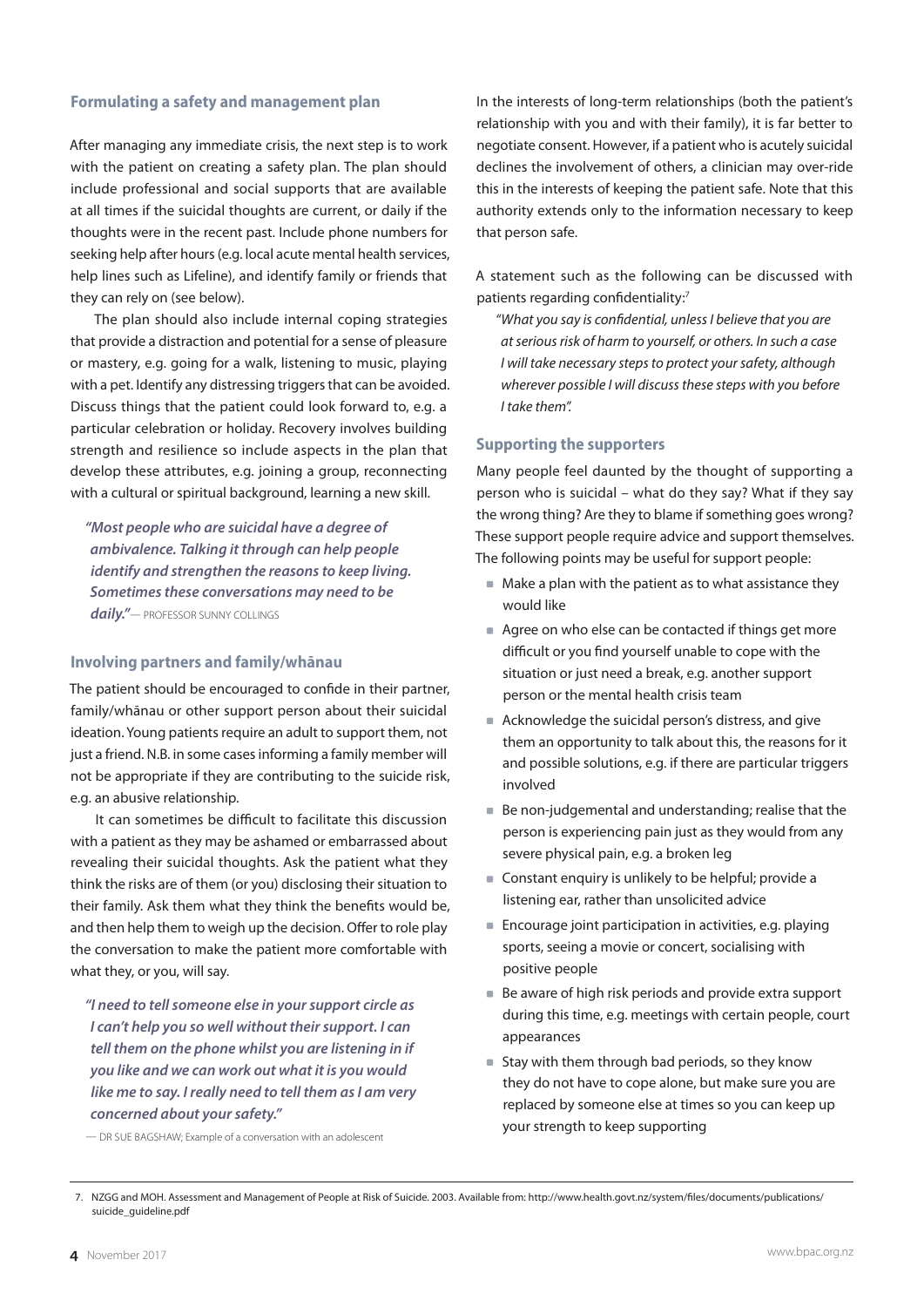### Formulating a safety and management plan

After managing any immediate crisis, the next step is to work with the patient on creating a safety plan. The plan should include professional and social supports that are available at all times if the suicidal thoughts are current, or daily if the thoughts were in the recent past. Include phone numbers for seeking help after hours (e.g. local acute mental health services, help lines such as Lifeline), and identify family or friends that they can rely on (see below).

The plan should also include internal coping strategies that provide a distraction and potential for a sense of pleasure or mastery, e.g. going for a walk, listening to music, playing with a pet. Identify any distressing triggers that can be avoided. Discuss things that the patient could look forward to, e.g. a particular celebration or holiday. Recovery involves building strength and resilience so include aspects in the plan that develop these attributes, e.g. joining a group, reconnecting with a cultural or spiritual background, learning a new skill.

> ***"Most people who are suicidal have a degree of ambivalence. Talking it through can help people identify and strengthen the reasons to keep living. Sometimes these conversations may need to be daily."*** — PROFESSOR SUNNY COLLINGS

### Involving partners and family/whānau

The patient should be encouraged to confide in their partner, family/whānau or other support person about their suicidal ideation. Young patients require an adult to support them, not just a friend. N.B. in some cases informing a family member will not be appropriate if they are contributing to the suicide risk, e.g. an abusive relationship.

It can sometimes be difficult to facilitate this discussion with a patient as they may be ashamed or embarrassed about revealing their suicidal thoughts. Ask the patient what they think the risks are of them (or you) disclosing their situation to their family. Ask them what they think the benefits would be, and then help them to weigh up the decision. Offer to role play the conversation to make the patient more comfortable with what they, or you, will say.

> ***"I need to tell someone else in your support circle as I can't help you so well without their support. I can tell them on the phone whilst you are listening in if you like and we can work out what it is you would like me to say. I really need to tell them as I am very concerned about your safety."***
>
> — DR SUE BAGSHAW; Example of a conversation with an adolescent

In the interests of long-term relationships (both the patient's relationship with you and with their family), it is far better to negotiate consent. However, if a patient who is acutely suicidal declines the involvement of others, a clinician may over-ride this in the interests of keeping the patient safe. Note that this authority extends only to the information necessary to keep that person safe.

A statement such as the following can be discussed with patients regarding confidentiality:[7]

> *"What you say is confidential, unless I believe that you are at serious risk of harm to yourself, or others. In such a case I will take necessary steps to protect your safety, although wherever possible I will discuss these steps with you before I take them".*

### Supporting the supporters

Many people feel daunted by the thought of supporting a person who is suicidal – what do they say? What if they say the wrong thing? Are they to blame if something goes wrong? These support people require advice and support themselves. The following points may be useful for support people:

- Make a plan with the patient as to what assistance they would like
- Agree on who else can be contacted if things get more difficult or you find yourself unable to cope with the situation or just need a break, e.g. another support person or the mental health crisis team
- Acknowledge the suicidal person's distress, and give them an opportunity to talk about this, the reasons for it and possible solutions, e.g. if there are particular triggers involved
- Be non-judgemental and understanding; realise that the person is experiencing pain just as they would from any severe physical pain, e.g. a broken leg
- Constant enquiry is unlikely to be helpful; provide a listening ear, rather than unsolicited advice
- Encourage joint participation in activities, e.g. playing sports, seeing a movie or concert, socialising with positive people
- Be aware of high risk periods and provide extra support during this time, e.g. meetings with certain people, court appearances
- Stay with them through bad periods, so they know they do not have to cope alone, but make sure you are replaced by someone else at times so you can keep up your strength to keep supporting

7. NZGG and MOH. Assessment and Management of People at Risk of Suicide. 2003. Available from: http://www.health.govt.nz/system/files/documents/publications/suicide_guideline.pdf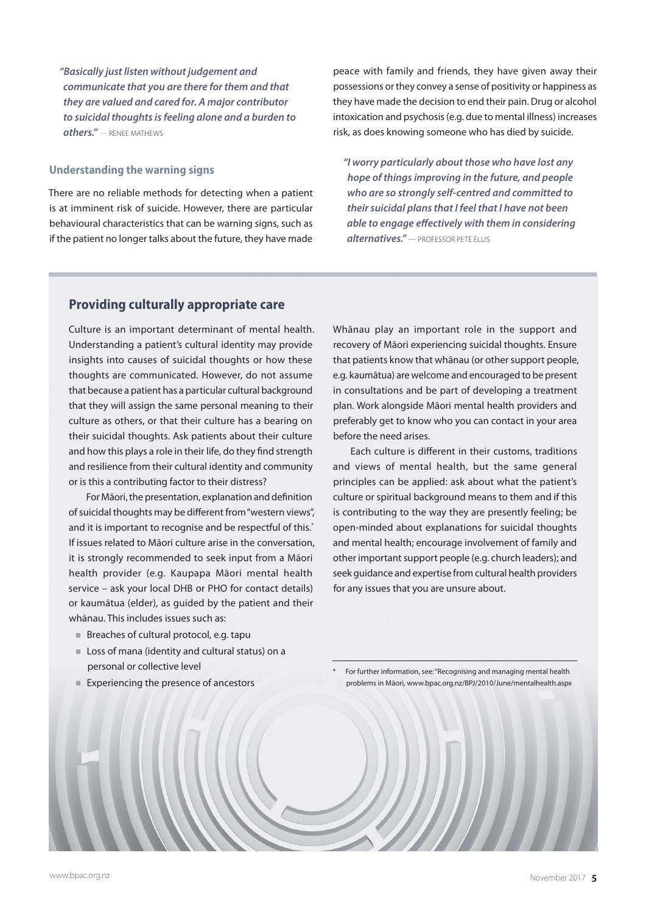*"Basically just listen without judgement and communicate that you are there for them and that they are valued and cared for. A major contributor to suicidal thoughts is feeling alone and a burden to others."* — RENEE MATHEWS

### Understanding the warning signs

There are no reliable methods for detecting when a patient is at imminent risk of suicide. However, there are particular behavioural characteristics that can be warning signs, such as if the patient no longer talks about the future, they have made peace with family and friends, they have given away their possessions or they convey a sense of positivity or happiness as they have made the decision to end their pain. Drug or alcohol intoxication and psychosis (e.g. due to mental illness) increases risk, as does knowing someone who has died by suicide.

*"I worry particularly about those who have lost any hope of things improving in the future, and people who are so strongly self-centred and committed to their suicidal plans that I feel that I have not been able to engage effectively with them in considering alternatives."* — PROFESSOR PETE ELLIS

## Providing culturally appropriate care

Culture is an important determinant of mental health. Understanding a patient's cultural identity may provide insights into causes of suicidal thoughts or how these thoughts are communicated. However, do not assume that because a patient has a particular cultural background that they will assign the same personal meaning to their culture as others, or that their culture has a bearing on their suicidal thoughts. Ask patients about their culture and how this plays a role in their life, do they find strength and resilience from their cultural identity and community or is this a contributing factor to their distress?

For Māori, the presentation, explanation and definition of suicidal thoughts may be different from "western views", and it is important to recognise and be respectful of this.* If issues related to Māori culture arise in the conversation, it is strongly recommended to seek input from a Māori health provider (e.g. Kaupapa Māori mental health service – ask your local DHB or PHO for contact details) or kaumātua (elder), as guided by the patient and their whānau. This includes issues such as:

- Breaches of cultural protocol, e.g. tapu
- Loss of mana (identity and cultural status) on a personal or collective level
- Experiencing the presence of ancestors

Whānau play an important role in the support and recovery of Māori experiencing suicidal thoughts. Ensure that patients know that whānau (or other support people, e.g. kaumātua) are welcome and encouraged to be present in consultations and be part of developing a treatment plan. Work alongside Māori mental health providers and preferably get to know who you can contact in your area before the need arises.

Each culture is different in their customs, traditions and views of mental health, but the same general principles can be applied: ask about what the patient's culture or spiritual background means to them and if this is contributing to the way they are presently feeling; be open-minded about explanations for suicidal thoughts and mental health; encourage involvement of family and other important support people (e.g. church leaders); and seek guidance and expertise from cultural health providers for any issues that you are unsure about.

\* For further information, see: "Recognising and managing mental health problems in Māori, www.bpac.org.nz/BPJ/2010/June/mentalhealth.aspx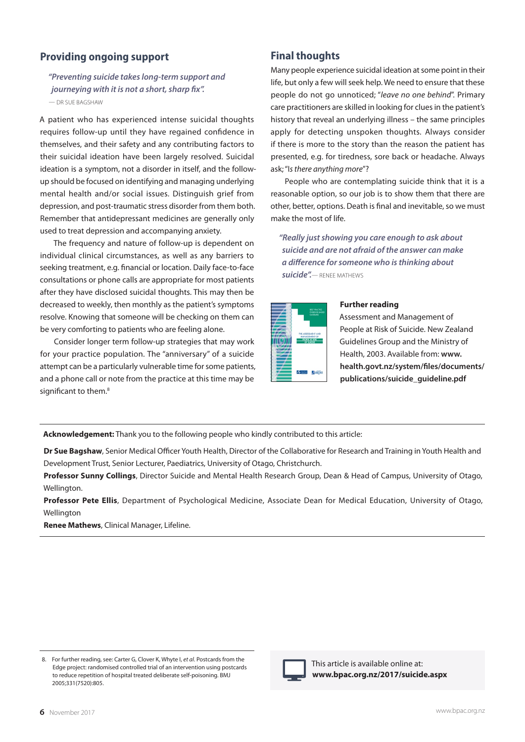## Providing ongoing support

*"Preventing suicide takes long-term support and journeying with it is not a short, sharp fix".*
— DR SUE BAGSHAW

A patient who has experienced intense suicidal thoughts requires follow-up until they have regained confidence in themselves, and their safety and any contributing factors to their suicidal ideation have been largely resolved. Suicidal ideation is a symptom, not a disorder in itself, and the follow-up should be focused on identifying and managing underlying mental health and/or social issues. Distinguish grief from depression, and post-traumatic stress disorder from them both. Remember that antidepressant medicines are generally only used to treat depression and accompanying anxiety.

The frequency and nature of follow-up is dependent on individual clinical circumstances, as well as any barriers to seeking treatment, e.g. financial or location. Daily face-to-face consultations or phone calls are appropriate for most patients after they have disclosed suicidal thoughts. This may then be decreased to weekly, then monthly as the patient's symptoms resolve. Knowing that someone will be checking on them can be very comforting to patients who are feeling alone.

Consider longer term follow-up strategies that may work for your practice population. The "anniversary" of a suicide attempt can be a particularly vulnerable time for some patients, and a phone call or note from the practice at this time may be significant to them.[8]

## Final thoughts

Many people experience suicidal ideation at some point in their life, but only a few will seek help. We need to ensure that these people do not go unnoticed; "*leave no one behind*". Primary care practitioners are skilled in looking for clues in the patient's history that reveal an underlying illness – the same principles apply for detecting unspoken thoughts. Always consider if there is more to the story than the reason the patient has presented, e.g. for tiredness, sore back or headache. Always ask; "*Is there anything more*"?

People who are contemplating suicide think that it is a reasonable option, so our job is to show them that there are other, better, options. Death is final and inevitable, so we must make the most of life.

*"Really just showing you care enough to ask about suicide and are not afraid of the answer can make a difference for someone who is thinking about suicide".* — RENEE MATHEWS

**Further reading**

Assessment and Management of People at Risk of Suicide. New Zealand Guidelines Group and the Ministry of Health, 2003. Available from: **www.health.govt.nz/system/files/documents/publications/suicide_guideline.pdf**

---

**Acknowledgement:** Thank you to the following people who kindly contributed to this article:

**Dr Sue Bagshaw**, Senior Medical Officer Youth Health, Director of the Collaborative for Research and Training in Youth Health and Development Trust, Senior Lecturer, Paediatrics, University of Otago, Christchurch.

**Professor Sunny Collings**, Director Suicide and Mental Health Research Group, Dean & Head of Campus, University of Otago, Wellington.

**Professor Pete Ellis**, Department of Psychological Medicine, Associate Dean for Medical Education, University of Otago, Wellington

**Renee Mathews**, Clinical Manager, Lifeline.

---

8. For further reading, see: Carter G, Clover K, Whyte I, *et al*. Postcards from the Edge project: randomised controlled trial of an intervention using postcards to reduce repetition of hospital treated deliberate self-poisoning. BMJ 2005;331(7520):805.

This article is available online at: **www.bpac.org.nz/2017/suicide.aspx**